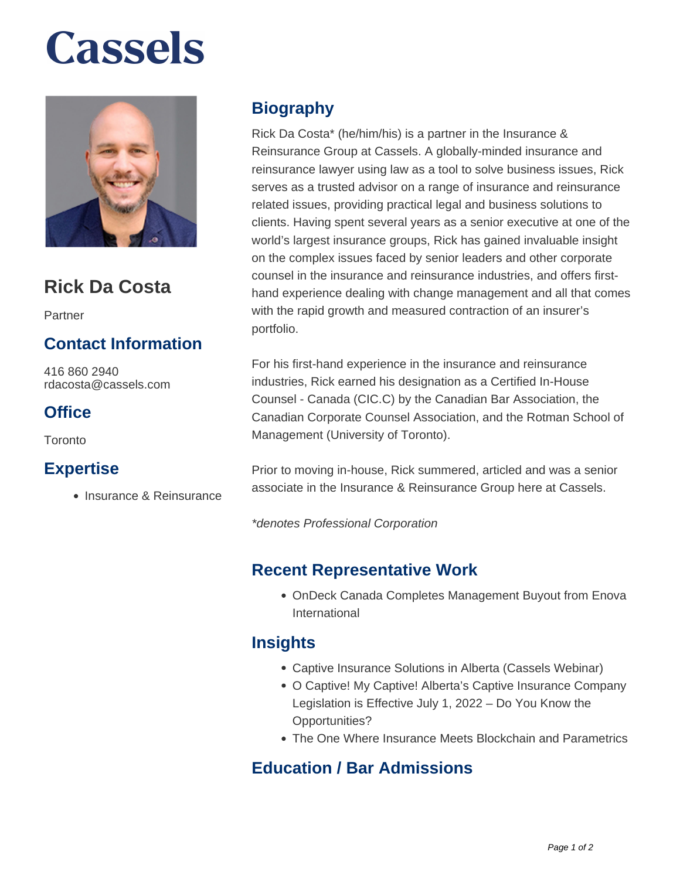# Cassels

## Rick Da Costa

Partner

### Contact Information

416 860 2940
rdacosta@cassels.com

### Office

Toronto

### Expertise

- Insurance & Reinsurance

## Biography

Rick Da Costa* (he/him/his) is a partner in the Insurance & Reinsurance Group at Cassels. A globally-minded insurance and reinsurance lawyer using law as a tool to solve business issues, Rick serves as a trusted advisor on a range of insurance and reinsurance related issues, providing practical legal and business solutions to clients. Having spent several years as a senior executive at one of the world's largest insurance groups, Rick has gained invaluable insight on the complex issues faced by senior leaders and other corporate counsel in the insurance and reinsurance industries, and offers first-hand experience dealing with change management and all that comes with the rapid growth and measured contraction of an insurer's portfolio.

For his first-hand experience in the insurance and reinsurance industries, Rick earned his designation as a Certified In-House Counsel - Canada (CIC.C) by the Canadian Bar Association, the Canadian Corporate Counsel Association, and the Rotman School of Management (University of Toronto).

Prior to moving in-house, Rick summered, articled and was a senior associate in the Insurance & Reinsurance Group here at Cassels.

*\*denotes Professional Corporation*

## Recent Representative Work

- OnDeck Canada Completes Management Buyout from Enova International

## Insights

- Captive Insurance Solutions in Alberta (Cassels Webinar)
- O Captive! My Captive! Alberta's Captive Insurance Company Legislation is Effective July 1, 2022 – Do You Know the Opportunities?
- The One Where Insurance Meets Blockchain and Parametrics

## Education / Bar Admissions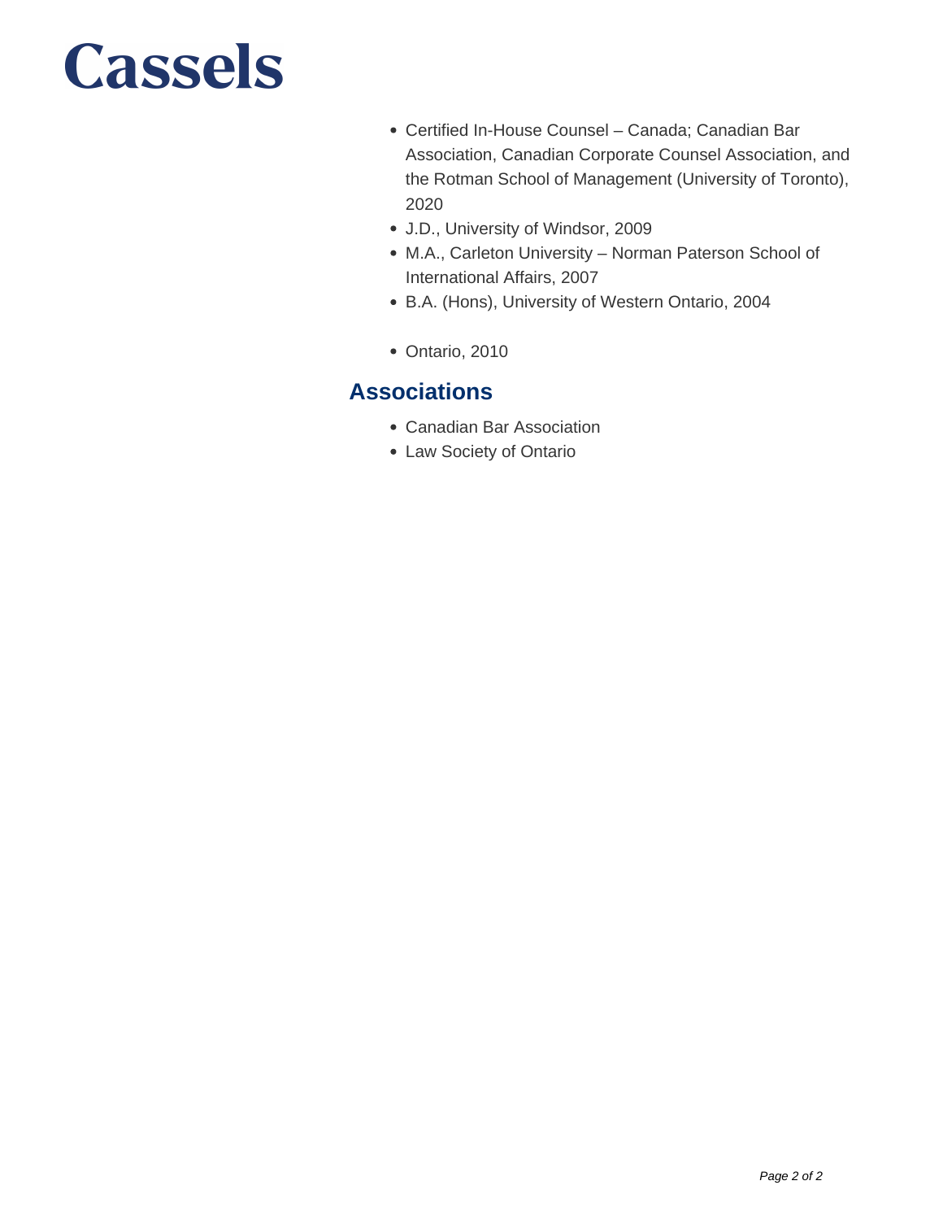- Certified In-House Counsel – Canada; Canadian Bar Association, Canadian Corporate Counsel Association, and the Rotman School of Management (University of Toronto), 2020
- J.D., University of Windsor, 2009
- M.A., Carleton University – Norman Paterson School of International Affairs, 2007
- B.A. (Hons), University of Western Ontario, 2004

- Ontario, 2010

## Associations

- Canadian Bar Association
- Law Society of Ontario